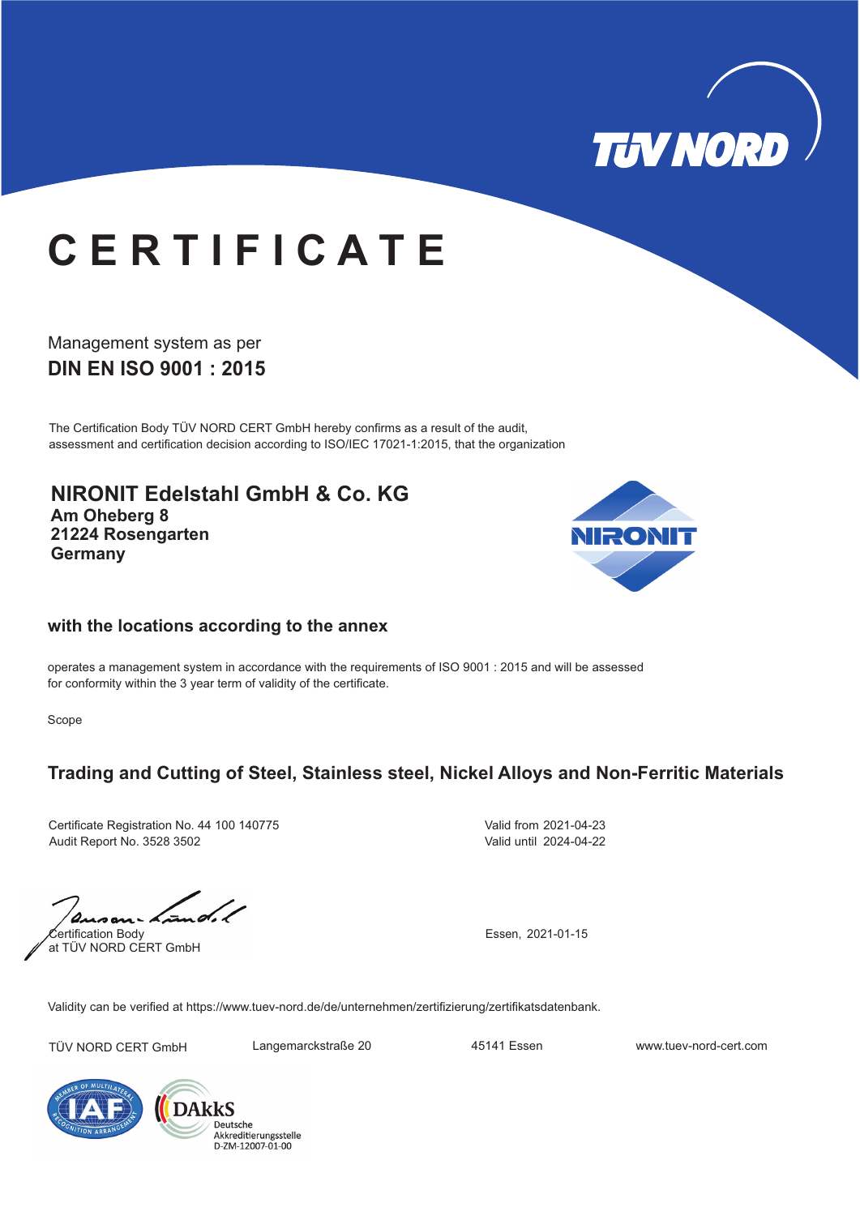# CERTIFICATE

Management system as per

**DIN EN ISO 9001 : 2015**

The Certification Body TÜV NORD CERT GmbH hereby confirms as a result of the audit, assessment and certification decision according to ISO/IEC 17021-1:2015, that the organization

## NIRONIT Edelstahl GmbH & Co. KG
**Am Oheberg 8**
**21224 Rosengarten**
**Germany**

### with the locations according to the annex

operates a management system in accordance with the requirements of ISO 9001 : 2015 and will be assessed for conformity within the 3 year term of validity of the certificate.

Scope

### Trading and Cutting of Steel, Stainless steel, Nickel Alloys and Non-Ferritic Materials

Certificate Registration No. 44 100 140775
Audit Report No. 3528 3502

Valid from 2021-04-23
Valid until 2024-04-22

Certification Body
at TÜV NORD CERT GmbH

Essen, 2021-01-15

Validity can be verified at https://www.tuev-nord.de/de/unternehmen/zertifizierung/zertifikatsdatenbank.

TÜV NORD CERT GmbH Langemarckstraße 20 45141 Essen www.tuev-nord-cert.com

DAkkS Deutsche Akkreditierungsstelle D-ZM-12007-01-00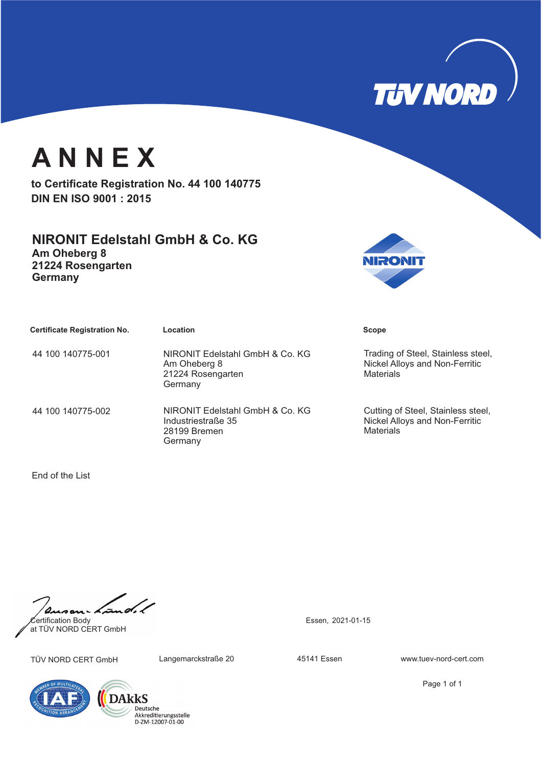# ANNEX

**to Certificate Registration No. 44 100 140775**
**DIN EN ISO 9001 : 2015**

## NIRONIT Edelstahl GmbH & Co. KG

**Am Oheberg 8**
**21224 Rosengarten**
**Germany**

| Certificate Registration No. | Location | Scope |
|---|---|---|
| 44 100 140775-001 | NIRONIT Edelstahl GmbH & Co. KG<br>Am Oheberg 8<br>21224 Rosengarten<br>Germany | Trading of Steel, Stainless steel, Nickel Alloys and Non-Ferritic Materials |
| 44 100 140775-002 | NIRONIT Edelstahl GmbH & Co. KG<br>Industriestraße 35<br>28199 Bremen<br>Germany | Cutting of Steel, Stainless steel, Nickel Alloys and Non-Ferritic Materials |

End of the List

Certification Body
at TÜV NORD CERT GmbH

Essen, 2021-01-15

TÜV NORD CERT GmbH Langemarckstraße 20 45141 Essen www.tuev-nord-cert.com

DAkkS Deutsche Akkreditierungsstelle D-ZM-12007-01-00